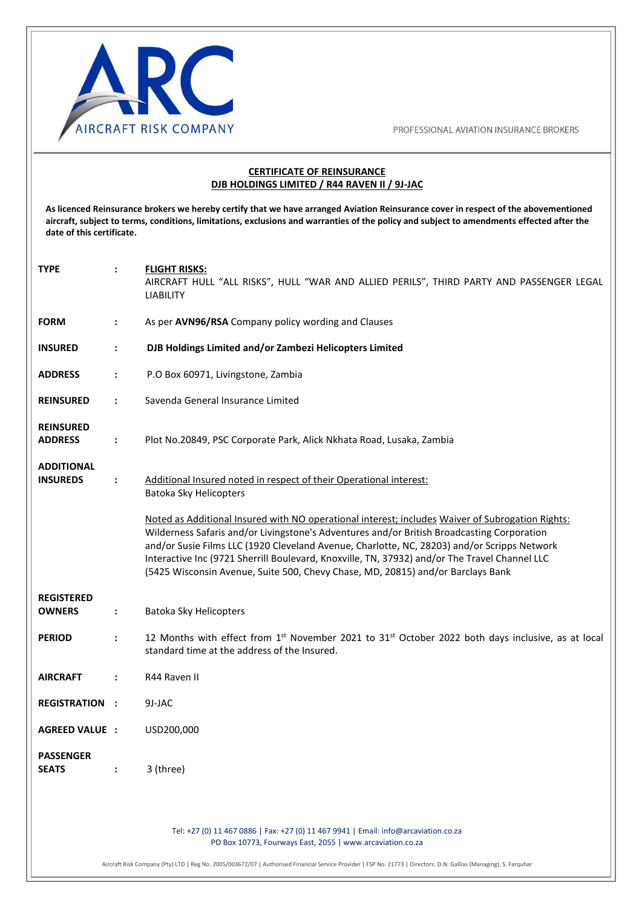AIRCRAFT RISK COMPANY

PROFESSIONAL AVIATION INSURANCE BROKERS

## CERTIFICATE OF REINSURANCE
## DJB HOLDINGS LIMITED / R44 RAVEN II / 9J-JAC

**As licenced Reinsurance brokers we hereby certify that we have arranged Aviation Reinsurance cover in respect of the abovementioned aircraft, subject to terms, conditions, limitations, exclusions and warranties of the policy and subject to amendments effected after the date of this certificate.**

| | | |
|---|---|---|
| **TYPE** | : | **FLIGHT RISKS:**<br>AIRCRAFT HULL "ALL RISKS", HULL "WAR AND ALLIED PERILS", THIRD PARTY AND PASSENGER LEGAL LIABILITY |
| **FORM** | : | As per **AVN96/RSA** Company policy wording and Clauses |
| **INSURED** | : | **DJB Holdings Limited and/or Zambezi Helicopters Limited** |
| **ADDRESS** | : | P.O Box 60971, Livingstone, Zambia |
| **REINSURED** | : | Savenda General Insurance Limited |
| **REINSURED ADDRESS** | : | Plot No.20849, PSC Corporate Park, Alick Nkhata Road, Lusaka, Zambia |
| **ADDITIONAL INSUREDS** | : | Additional Insured noted in respect of their Operational interest:<br>Batoka Sky Helicopters<br><br>Noted as Additional Insured with NO operational interest; includes Waiver of Subrogation Rights:<br>Wilderness Safaris and/or Livingstone's Adventures and/or British Broadcasting Corporation and/or Susie Films LLC (1920 Cleveland Avenue, Charlotte, NC, 28203) and/or Scripps Network Interactive Inc (9721 Sherrill Boulevard, Knoxville, TN, 37932) and/or The Travel Channel LLC (5425 Wisconsin Avenue, Suite 500, Chevy Chase, MD, 20815) and/or Barclays Bank |
| **REGISTERED OWNERS** | : | Batoka Sky Helicopters |
| **PERIOD** | : | 12 Months with effect from 1st November 2021 to 31st October 2022 both days inclusive, as at local standard time at the address of the Insured. |
| **AIRCRAFT** | : | R44 Raven II |
| **REGISTRATION** | : | 9J-JAC |
| **AGREED VALUE** | : | USD200,000 |
| **PASSENGER SEATS** | : | 3 (three) |

Tel: +27 (0) 11 467 0886 | Fax: +27 (0) 11 467 9941 | Email: info@arcaviation.co.za
PO Box 10773, Fourways East, 2055 | www.arcaviation.co.za

Aircraft Risk Company (Pty) LTD | Reg No. 2005/003672/07 | Authorised Financial Service Provider | FSP No. 21773 | Directors: D.N. Gallias (Managing), S. Farquhar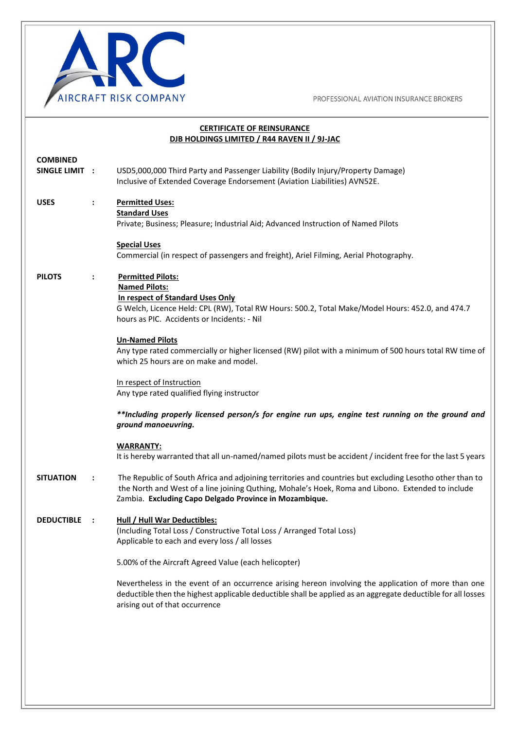ARC AIRCRAFT RISK COMPANY

PROFESSIONAL AVIATION INSURANCE BROKERS

## CERTIFICATE OF REINSURANCE
## DJB HOLDINGS LIMITED / R44 RAVEN II / 9J-JAC

**COMBINED SINGLE LIMIT :**

USD5,000,000 Third Party and Passenger Liability (Bodily Injury/Property Damage) Inclusive of Extended Coverage Endorsement (Aviation Liabilities) AVN52E.

**USES :**

**Permitted Uses:**
**Standard Uses**
Private; Business; Pleasure; Industrial Aid; Advanced Instruction of Named Pilots

**Special Uses**
Commercial (in respect of passengers and freight), Ariel Filming, Aerial Photography.

**PILOTS :**

**Permitted Pilots:**
**Named Pilots:**
**In respect of Standard Uses Only**
G Welch, Licence Held: CPL (RW), Total RW Hours: 500.2, Total Make/Model Hours: 452.0, and 474.7 hours as PIC. Accidents or Incidents: - Nil

**Un-Named Pilots**
Any type rated commercially or higher licensed (RW) pilot with a minimum of 500 hours total RW time of which 25 hours are on make and model.

In respect of Instruction
Any type rated qualified flying instructor

***\*\*Including properly licensed person/s for engine run ups, engine test running on the ground and ground manoeuvring.***

**WARRANTY:**
It is hereby warranted that all un-named/named pilots must be accident / incident free for the last 5 years

**SITUATION :**

The Republic of South Africa and adjoining territories and countries but excluding Lesotho other than to the North and West of a line joining Qathing, Mohale's Hoek, Roma and Libono. Extended to include Zambia. **Excluding Capo Delgado Province in Mozambique.**

**DEDUCTIBLE :**

**Hull / Hull War Deductibles:**
(Including Total Loss / Constructive Total Loss / Arranged Total Loss)
Applicable to each and every loss / all losses

5.00% of the Aircraft Agreed Value (each helicopter)

Nevertheless in the event of an occurrence arising hereon involving the application of more than one deductible then the highest applicable deductible shall be applied as an aggregate deductible for all losses arising out of that occurrence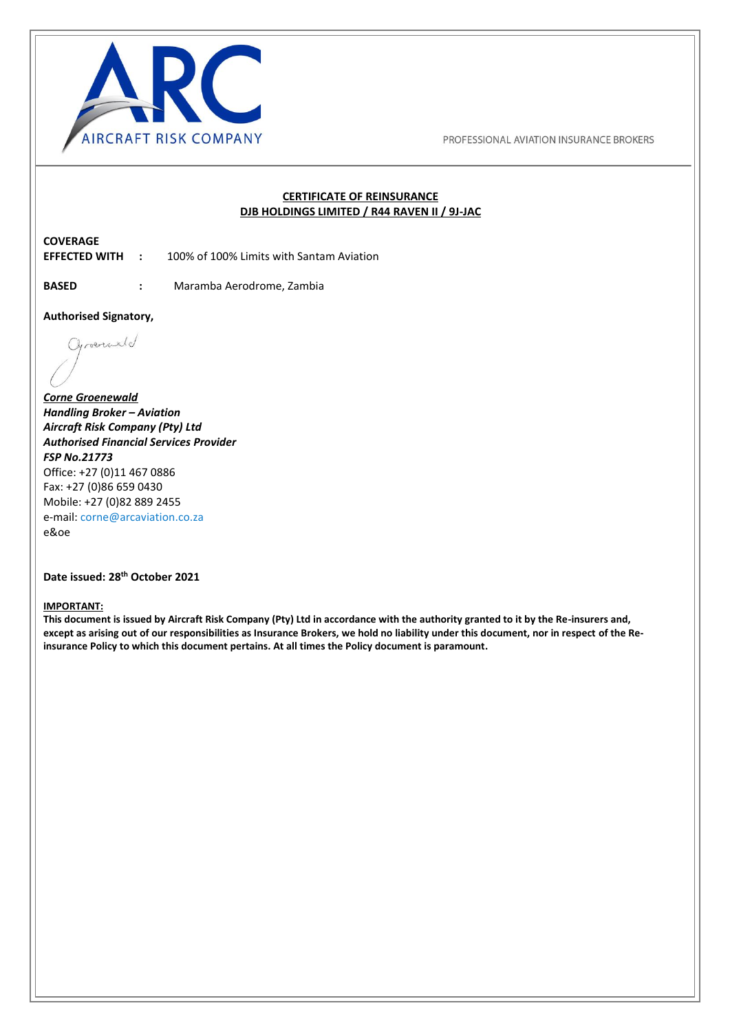ARC AIRCRAFT RISK COMPANY

PROFESSIONAL AVIATION INSURANCE BROKERS

## CERTIFICATE OF REINSURANCE
## DJB HOLDINGS LIMITED / R44 RAVEN II / 9J-JAC

**COVERAGE**
**EFFECTED WITH** **:** 100% of 100% Limits with Santam Aviation

**BASED** **:** Maramba Aerodrome, Zambia

**Authorised Signatory,**

***Corne Groenewald***
***Handling Broker – Aviation***
***Aircraft Risk Company (Pty) Ltd***
***Authorised Financial Services Provider***
***FSP No.21773***
Office: +27 (0)11 467 0886
Fax: +27 (0)86 659 0430
Mobile: +27 (0)82 889 2455
e-mail: corne@arcaviation.co.za
e&oe

**Date issued: 28th October 2021**

**IMPORTANT:**
**This document is issued by Aircraft Risk Company (Pty) Ltd in accordance with the authority granted to it by the Re-insurers and, except as arising out of our responsibilities as Insurance Brokers, we hold no liability under this document, nor in respect of the Re-insurance Policy to which this document pertains. At all times the Policy document is paramount.**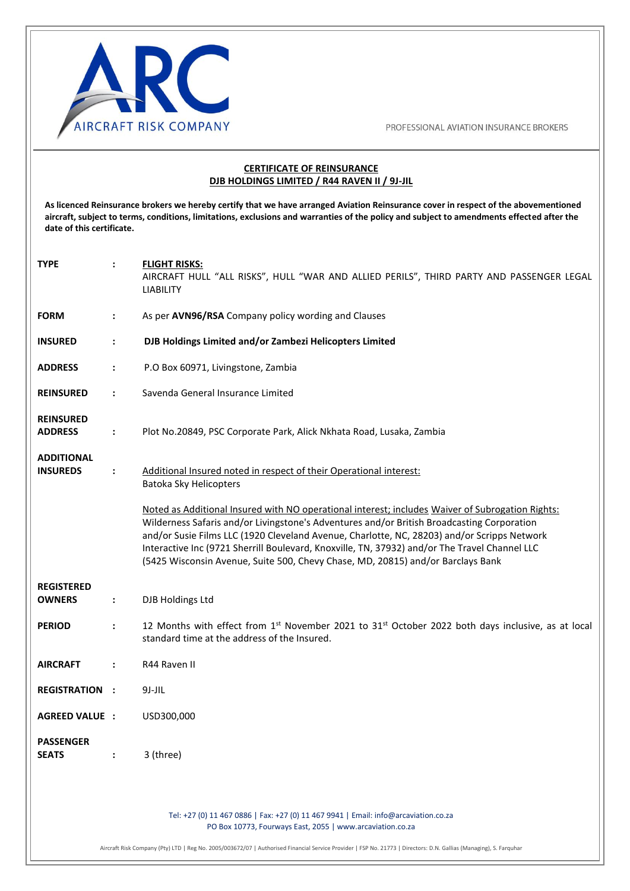ARC AIRCRAFT RISK COMPANY

PROFESSIONAL AVIATION INSURANCE BROKERS

## CERTIFICATE OF REINSURANCE
## DJB HOLDINGS LIMITED / R44 RAVEN II / 9J-JIL

**As licenced Reinsurance brokers we hereby certify that we have arranged Aviation Reinsurance cover in respect of the abovementioned aircraft, subject to terms, conditions, limitations, exclusions and warranties of the policy and subject to amendments effected after the date of this certificate.**

| | | |
|---|---|---|
| **TYPE** | **:** | **FLIGHT RISKS:** AIRCRAFT HULL "ALL RISKS", HULL "WAR AND ALLIED PERILS", THIRD PARTY AND PASSENGER LEGAL LIABILITY |
| **FORM** | **:** | As per **AVN96/RSA** Company policy wording and Clauses |
| **INSURED** | **:** | **DJB Holdings Limited and/or Zambezi Helicopters Limited** |
| **ADDRESS** | **:** | P.O Box 60971, Livingstone, Zambia |
| **REINSURED** | **:** | Savenda General Insurance Limited |
| **REINSURED ADDRESS** | **:** | Plot No.20849, PSC Corporate Park, Alick Nkhata Road, Lusaka, Zambia |
| **ADDITIONAL INSUREDS** | **:** | Additional Insured noted in respect of their Operational interest: Batoka Sky Helicopters<br><br>Noted as Additional Insured with NO operational interest; includes Waiver of Subrogation Rights: Wilderness Safaris and/or Livingstone's Adventures and/or British Broadcasting Corporation and/or Susie Films LLC (1920 Cleveland Avenue, Charlotte, NC, 28203) and/or Scripps Network Interactive Inc (9721 Sherrill Boulevard, Knoxville, TN, 37932) and/or The Travel Channel LLC (5425 Wisconsin Avenue, Suite 500, Chevy Chase, MD, 20815) and/or Barclays Bank |
| **REGISTERED OWNERS** | **:** | DJB Holdings Ltd |
| **PERIOD** | **:** | 12 Months with effect from 1st November 2021 to 31st October 2022 both days inclusive, as at local standard time at the address of the Insured. |
| **AIRCRAFT** | **:** | R44 Raven II |
| **REGISTRATION** | **:** | 9J-JIL |
| **AGREED VALUE** | **:** | USD300,000 |
| **PASSENGER SEATS** | **:** | 3 (three) |

Tel: +27 (0) 11 467 0886 | Fax: +27 (0) 11 467 9941 | Email: info@arcaviation.co.za
PO Box 10773, Fourways East, 2055 | www.arcaviation.co.za

Aircraft Risk Company (Pty) LTD | Reg No. 2005/003672/07 | Authorised Financial Service Provider | FSP No. 21773 | Directors: D.N. Gallias (Managing), S. Farquhar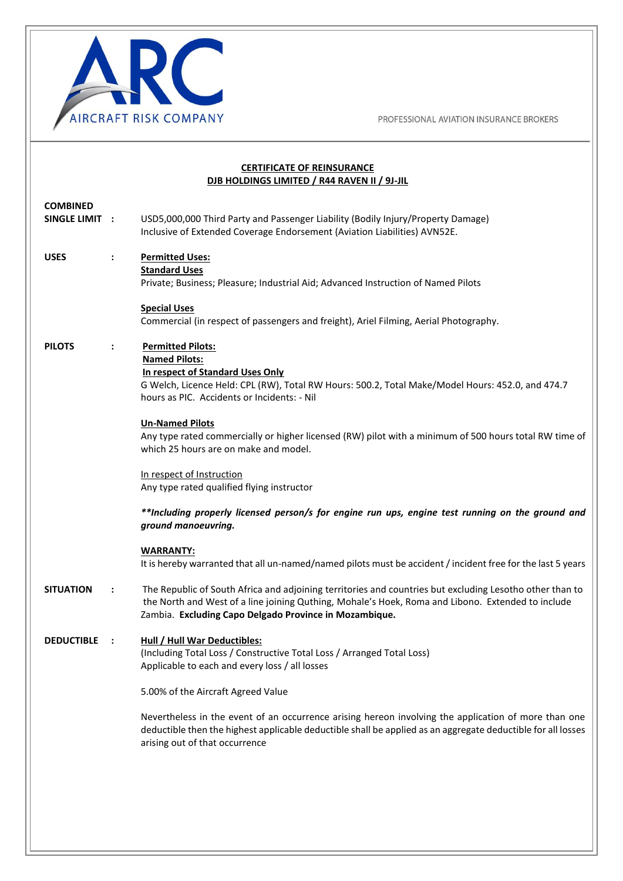**AIRCRAFT RISK COMPANY**

PROFESSIONAL AVIATION INSURANCE BROKERS

**CERTIFICATE OF REINSURANCE**
**DJB HOLDINGS LIMITED / R44 RAVEN II / 9J-JIL**

**COMBINED SINGLE LIMIT :** USD5,000,000 Third Party and Passenger Liability (Bodily Injury/Property Damage) Inclusive of Extended Coverage Endorsement (Aviation Liabilities) AVN52E.

**USES :**

**Permitted Uses:**
**Standard Uses**
Private; Business; Pleasure; Industrial Aid; Advanced Instruction of Named Pilots

**Special Uses**
Commercial (in respect of passengers and freight), Ariel Filming, Aerial Photography.

**PILOTS :**

**Permitted Pilots:**
**Named Pilots:**
**In respect of Standard Uses Only**
G Welch, Licence Held: CPL (RW), Total RW Hours: 500.2, Total Make/Model Hours: 452.0, and 474.7 hours as PIC. Accidents or Incidents: - Nil

**Un-Named Pilots**
Any type rated commercially or higher licensed (RW) pilot with a minimum of 500 hours total RW time of which 25 hours are on make and model.

In respect of Instruction
Any type rated qualified flying instructor

***\*\*Including properly licensed person/s for engine run ups, engine test running on the ground and ground manoeuvring.***

**WARRANTY:**
It is hereby warranted that all un-named/named pilots must be accident / incident free for the last 5 years

**SITUATION :** The Republic of South Africa and adjoining territories and countries but excluding Lesotho other than to the North and West of a line joining Qúthing, Mohale's Hoek, Roma and Libono. Extended to include Zambia. **Excluding Capo Delgado Province in Mozambique.**

**DEDUCTIBLE :**

**Hull / Hull War Deductibles:**
(Including Total Loss / Constructive Total Loss / Arranged Total Loss)
Applicable to each and every loss / all losses

5.00% of the Aircraft Agreed Value

Nevertheless in the event of an occurrence arising hereon involving the application of more than one deductible then the highest applicable deductible shall be applied as an aggregate deductible for all losses arising out of that occurrence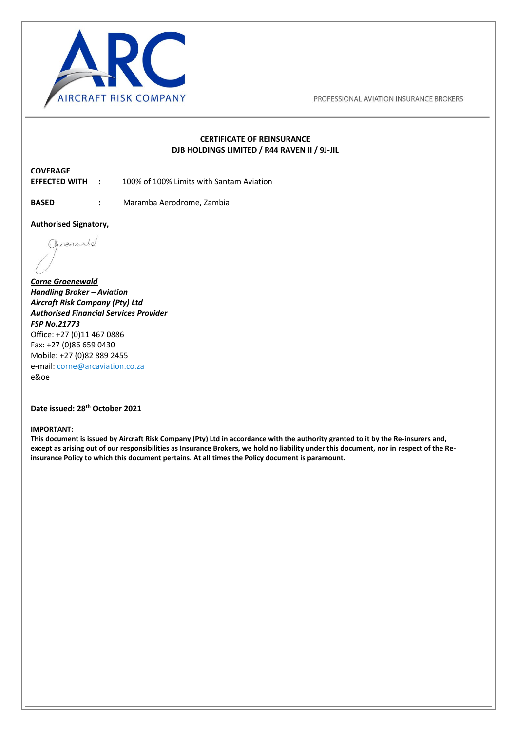AIRCRAFT RISK COMPANY

PROFESSIONAL AVIATION INSURANCE BROKERS

**CERTIFICATE OF REINSURANCE**
**DJB HOLDINGS LIMITED / R44 RAVEN II / 9J-JIL**

**COVERAGE**
**EFFECTED WITH** : 100% of 100% Limits with Santam Aviation

**BASED** : Maramba Aerodrome, Zambia

**Authorised Signatory,**

***Corne Groenewald***
***Handling Broker – Aviation***
***Aircraft Risk Company (Pty) Ltd***
***Authorised Financial Services Provider***
***FSP No.21773***
Office: +27 (0)11 467 0886
Fax: +27 (0)86 659 0430
Mobile: +27 (0)82 889 2455
e-mail: corne@arcaviation.co.za
e&oe

**Date issued: 28th October 2021**

**IMPORTANT:**
**This document is issued by Aircraft Risk Company (Pty) Ltd in accordance with the authority granted to it by the Re-insurers and, except as arising out of our responsibilities as Insurance Brokers, we hold no liability under this document, nor in respect of the Re-insurance Policy to which this document pertains. At all times the Policy document is paramount.**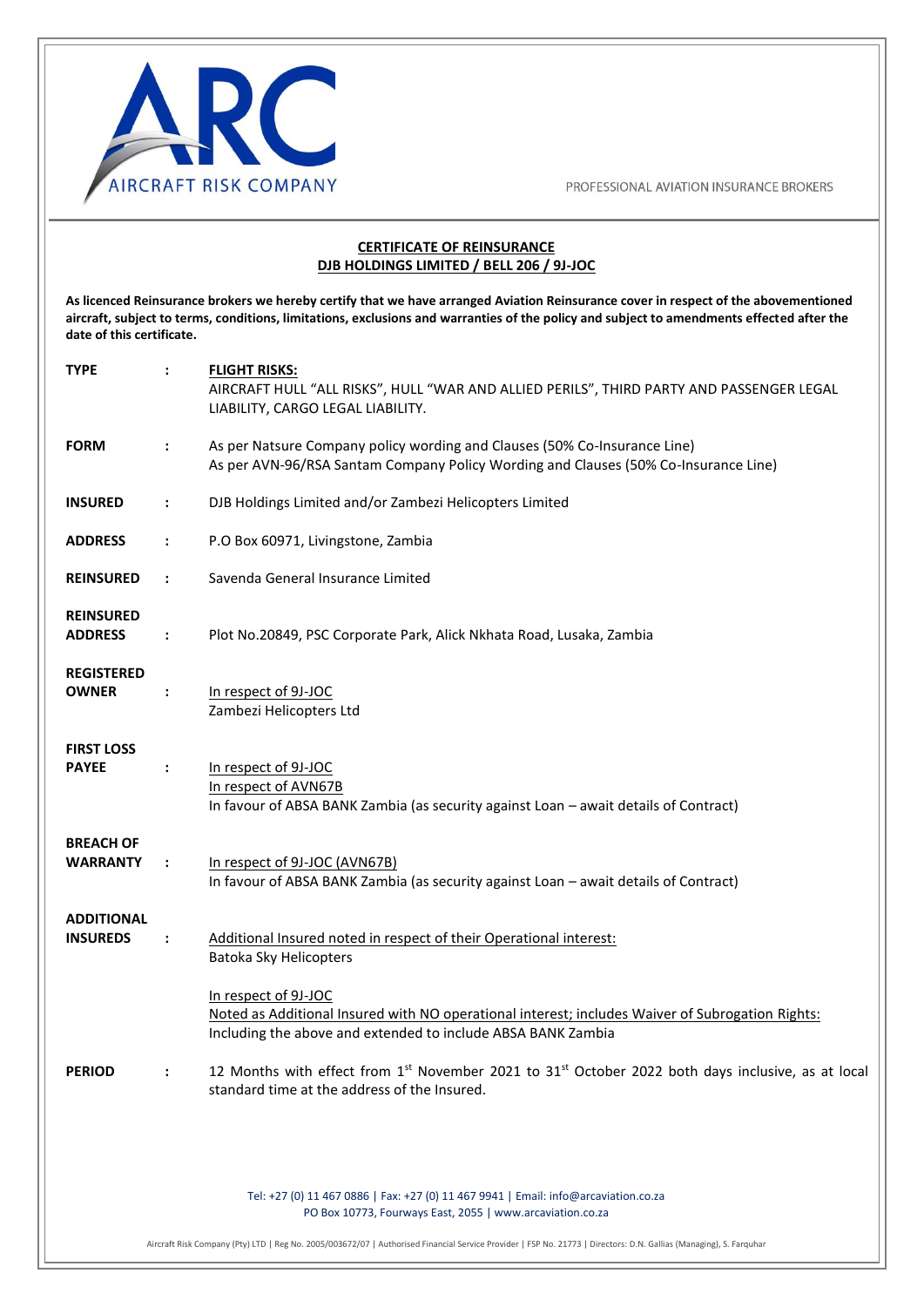AIRCRAFT RISK COMPANY

PROFESSIONAL AVIATION INSURANCE BROKERS

## CERTIFICATE OF REINSURANCE
## DJB HOLDINGS LIMITED / BELL 206 / 9J-JOC

**As licenced Reinsurance brokers we hereby certify that we have arranged Aviation Reinsurance cover in respect of the abovementioned aircraft, subject to terms, conditions, limitations, exclusions and warranties of the policy and subject to amendments effected after the date of this certificate.**

**TYPE** : **FLIGHT RISKS:**
AIRCRAFT HULL "ALL RISKS", HULL "WAR AND ALLIED PERILS", THIRD PARTY AND PASSENGER LEGAL LIABILITY, CARGO LEGAL LIABILITY.

**FORM** : As per Natsure Company policy wording and Clauses (50% Co-Insurance Line)
As per AVN-96/RSA Santam Company Policy Wording and Clauses (50% Co-Insurance Line)

**INSURED** : DJB Holdings Limited and/or Zambezi Helicopters Limited

**ADDRESS** : P.O Box 60971, Livingstone, Zambia

**REINSURED** : Savenda General Insurance Limited

**REINSURED ADDRESS** : Plot No.20849, PSC Corporate Park, Alick Nkhata Road, Lusaka, Zambia

**REGISTERED OWNER** : In respect of 9J-JOC
Zambezi Helicopters Ltd

**FIRST LOSS PAYEE** : In respect of 9J-JOC
In respect of AVN67B
In favour of ABSA BANK Zambia (as security against Loan – await details of Contract)

**BREACH OF WARRANTY** : In respect of 9J-JOC (AVN67B)
In favour of ABSA BANK Zambia (as security against Loan – await details of Contract)

**ADDITIONAL INSUREDS** : Additional Insured noted in respect of their Operational interest:
Batoka Sky Helicopters

In respect of 9J-JOC
Noted as Additional Insured with NO operational interest; includes Waiver of Subrogation Rights:
Including the above and extended to include ABSA BANK Zambia

**PERIOD** : 12 Months with effect from 1st November 2021 to 31st October 2022 both days inclusive, as at local standard time at the address of the Insured.

Tel: +27 (0) 11 467 0886 | Fax: +27 (0) 11 467 9941 | Email: info@arcaviation.co.za
PO Box 10773, Fourways East, 2055 | www.arcaviation.co.za

Aircraft Risk Company (Pty) LTD | Reg No. 2005/003672/07 | Authorised Financial Service Provider | FSP No. 21773 | Directors: D.N. Gallias (Managing), S. Farquhar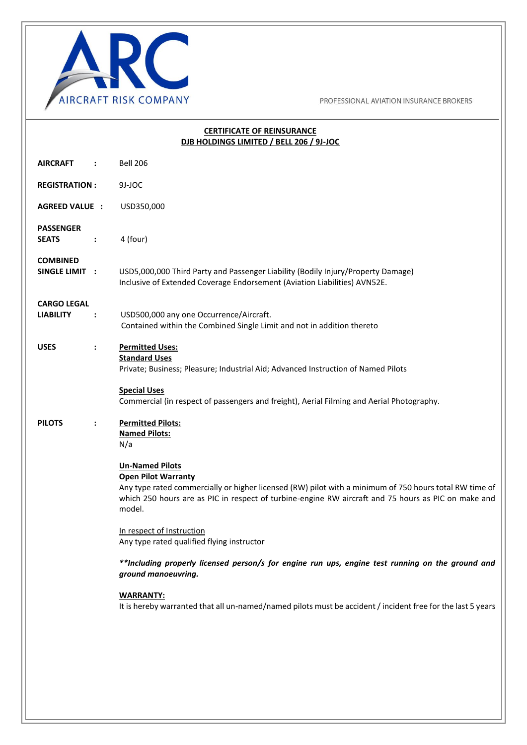ARC AIRCRAFT RISK COMPANY

PROFESSIONAL AVIATION INSURANCE BROKERS

## CERTIFICATE OF REINSURANCE
## DJB HOLDINGS LIMITED / BELL 206 / 9J-JOC

**AIRCRAFT :** Bell 206

**REGISTRATION :** 9J-JOC

**AGREED VALUE :** USD350,000

**PASSENGER SEATS :** 4 (four)

**COMBINED SINGLE LIMIT :** USD5,000,000 Third Party and Passenger Liability (Bodily Injury/Property Damage) Inclusive of Extended Coverage Endorsement (Aviation Liabilities) AVN52E.

**CARGO LEGAL LIABILITY :** USD500,000 any one Occurrence/Aircraft.
Contained within the Combined Single Limit and not in addition thereto

**USES :**

**Permitted Uses:**

**Standard Uses**
Private; Business; Pleasure; Industrial Aid; Advanced Instruction of Named Pilots

**Special Uses**
Commercial (in respect of passengers and freight), Aerial Filming and Aerial Photography.

**PILOTS :**

**Permitted Pilots:**

**Named Pilots:**
N/a

**Un-Named Pilots**

**Open Pilot Warranty**
Any type rated commercially or higher licensed (RW) pilot with a minimum of 750 hours total RW time of which 250 hours are as PIC in respect of turbine-engine RW aircraft and 75 hours as PIC on make and model.

In respect of Instruction
Any type rated qualified flying instructor

***\*\*Including properly licensed person/s for engine run ups, engine test running on the ground and ground manoeuvring.***

**WARRANTY:**
It is hereby warranted that all un-named/named pilots must be accident / incident free for the last 5 years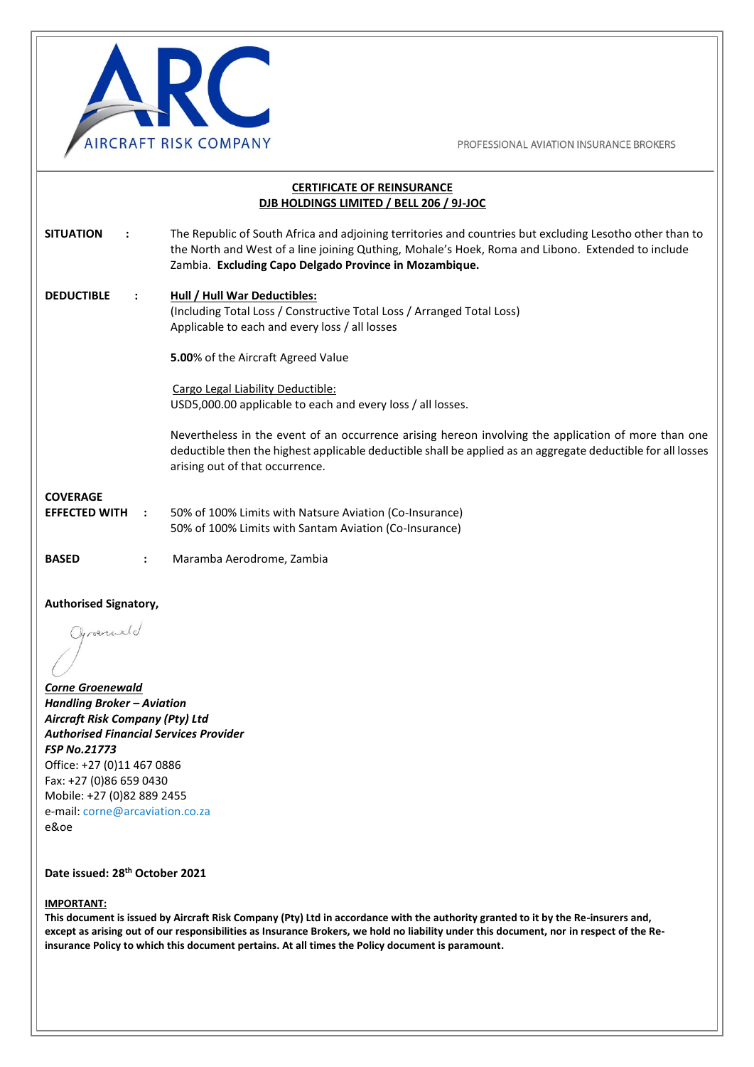ARC AIRCRAFT RISK COMPANY

PROFESSIONAL AVIATION INSURANCE BROKERS

## CERTIFICATE OF REINSURANCE
## DJB HOLDINGS LIMITED / BELL 206 / 9J-JOC

**SITUATION :** The Republic of South Africa and adjoining territories and countries but excluding Lesotho other than to the North and West of a line joining Quthing, Mohale's Hoek, Roma and Libono. Extended to include Zambia. **Excluding Capo Delgado Province in Mozambique.**

**DEDUCTIBLE :** **Hull / Hull War Deductibles:**
(Including Total Loss / Constructive Total Loss / Arranged Total Loss)
Applicable to each and every loss / all losses

**5.00**% of the Aircraft Agreed Value

Cargo Legal Liability Deductible:
USD5,000.00 applicable to each and every loss / all losses.

Nevertheless in the event of an occurrence arising hereon involving the application of more than one deductible then the highest applicable deductible shall be applied as an aggregate deductible for all losses arising out of that occurrence.

**COVERAGE EFFECTED WITH :** 50% of 100% Limits with Natsure Aviation (Co-Insurance)
50% of 100% Limits with Santam Aviation (Co-Insurance)

**BASED :** Maramba Aerodrome, Zambia

**Authorised Signatory,**

*Groenewald*

***Corne Groenewald***
***Handling Broker – Aviation***
***Aircraft Risk Company (Pty) Ltd***
***Authorised Financial Services Provider***
***FSP No.21773***
Office: +27 (0)11 467 0886
Fax: +27 (0)86 659 0430
Mobile: +27 (0)82 889 2455
e-mail: corne@arcaviation.co.za
e&oe

**Date issued: 28th October 2021**

**IMPORTANT:**
**This document is issued by Aircraft Risk Company (Pty) Ltd in accordance with the authority granted to it by the Re-insurers and, except as arising out of our responsibilities as Insurance Brokers, we hold no liability under this document, nor in respect of the Re-insurance Policy to which this document pertains. At all times the Policy document is paramount.**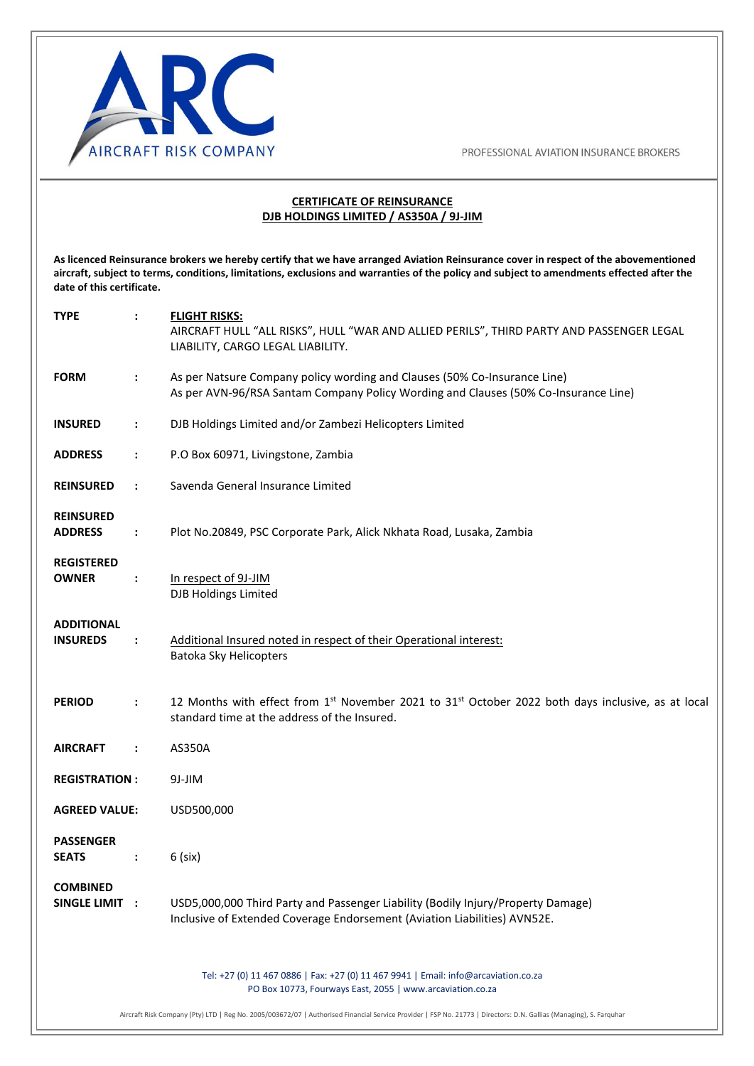ARC AIRCRAFT RISK COMPANY

PROFESSIONAL AVIATION INSURANCE BROKERS

## CERTIFICATE OF REINSURANCE
## DJB HOLDINGS LIMITED / AS350A / 9J-JIM

**As licenced Reinsurance brokers we hereby certify that we have arranged Aviation Reinsurance cover in respect of the abovementioned aircraft, subject to terms, conditions, limitations, exclusions and warranties of the policy and subject to amendments effected after the date of this certificate.**

| | | |
|---|---|---|
| **TYPE** | **:** | **FLIGHT RISKS:** AIRCRAFT HULL "ALL RISKS", HULL "WAR AND ALLIED PERILS", THIRD PARTY AND PASSENGER LEGAL LIABILITY, CARGO LEGAL LIABILITY. |
| **FORM** | **:** | As per Natsure Company policy wording and Clauses (50% Co-Insurance Line)<br>As per AVN-96/RSA Santam Company Policy Wording and Clauses (50% Co-Insurance Line) |
| **INSURED** | **:** | DJB Holdings Limited and/or Zambezi Helicopters Limited |
| **ADDRESS** | **:** | P.O Box 60971, Livingstone, Zambia |
| **REINSURED** | **:** | Savenda General Insurance Limited |
| **REINSURED ADDRESS** | **:** | Plot No.20849, PSC Corporate Park, Alick Nkhata Road, Lusaka, Zambia |
| **REGISTERED OWNER** | **:** | In respect of 9J-JIM<br>DJB Holdings Limited |
| **ADDITIONAL INSUREDS** | **:** | Additional Insured noted in respect of their Operational interest:<br>Batoka Sky Helicopters |
| **PERIOD** | **:** | 12 Months with effect from 1st November 2021 to 31st October 2022 both days inclusive, as at local standard time at the address of the Insured. |
| **AIRCRAFT** | **:** | AS350A |
| **REGISTRATION** | **:** | 9J-JIM |
| **AGREED VALUE:** | | USD500,000 |
| **PASSENGER SEATS** | **:** | 6 (six) |
| **COMBINED SINGLE LIMIT** | **:** | USD5,000,000 Third Party and Passenger Liability (Bodily Injury/Property Damage)<br>Inclusive of Extended Coverage Endorsement (Aviation Liabilities) AVN52E. |

Tel: +27 (0) 11 467 0886 | Fax: +27 (0) 11 467 9941 | Email: info@arcaviation.co.za
PO Box 10773, Fourways East, 2055 | www.arcaviation.co.za

Aircraft Risk Company (Pty) LTD | Reg No. 2005/003672/07 | Authorised Financial Service Provider | FSP No. 21773 | Directors: D.N. Gallias (Managing), S. Farquhar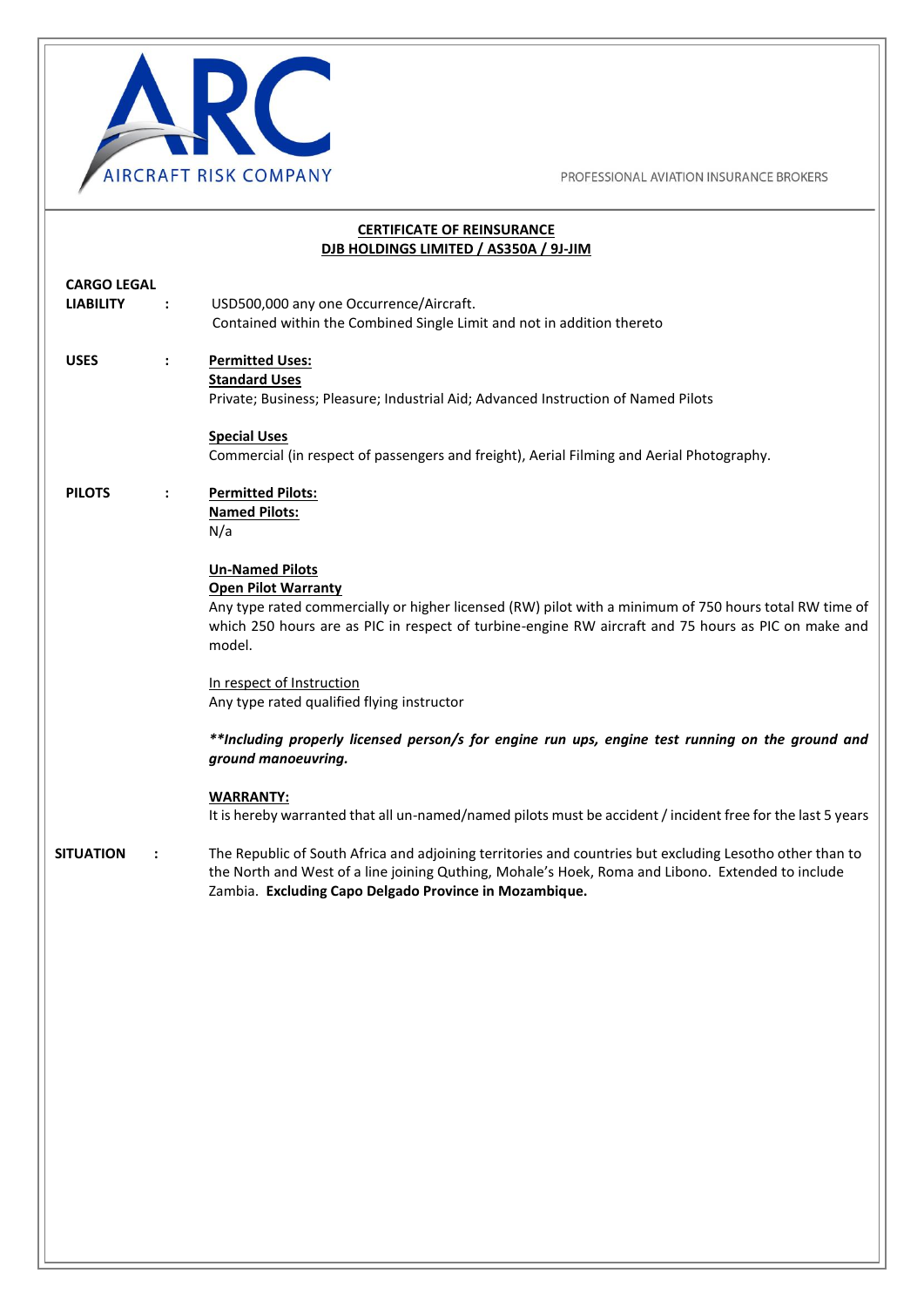ARC AIRCRAFT RISK COMPANY

PROFESSIONAL AVIATION INSURANCE BROKERS

**CERTIFICATE OF REINSURANCE**
**DJB HOLDINGS LIMITED / AS350A / 9J-JIM**

**CARGO LEGAL LIABILITY :** USD500,000 any one Occurrence/Aircraft.
Contained within the Combined Single Limit and not in addition thereto

**USES :** **Permitted Uses:**
**Standard Uses**
Private; Business; Pleasure; Industrial Aid; Advanced Instruction of Named Pilots

**Special Uses**
Commercial (in respect of passengers and freight), Aerial Filming and Aerial Photography.

**PILOTS :** **Permitted Pilots:**
**Named Pilots:**
N/a

**Un-Named Pilots**
**Open Pilot Warranty**
Any type rated commercially or higher licensed (RW) pilot with a minimum of 750 hours total RW time of which 250 hours are as PIC in respect of turbine-engine RW aircraft and 75 hours as PIC on make and model.

In respect of Instruction
Any type rated qualified flying instructor

***\*\*Including properly licensed person/s for engine run ups, engine test running on the ground and ground manoeuvring.***

**WARRANTY:**
It is hereby warranted that all un-named/named pilots must be accident / incident free for the last 5 years

**SITUATION :** The Republic of South Africa and adjoining territories and countries but excluding Lesotho other than to the North and West of a line joining Qu­thing, Mohale's Hoek, Roma and Libono. Extended to include Zambia. **Excluding Capo Delgado Province in Mozambique.**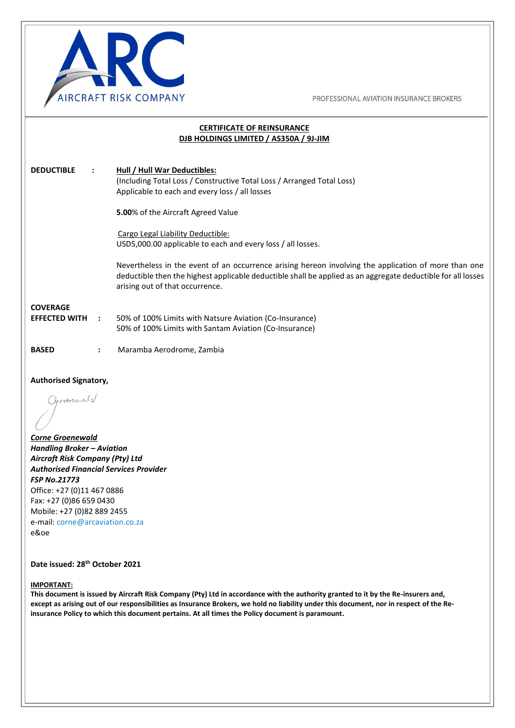ARC AIRCRAFT RISK COMPANY

PROFESSIONAL AVIATION INSURANCE BROKERS

**CERTIFICATE OF REINSURANCE**
**DJB HOLDINGS LIMITED / AS350A / 9J-JIM**

**DEDUCTIBLE :** **Hull / Hull War Deductibles:**
(Including Total Loss / Constructive Total Loss / Arranged Total Loss)
Applicable to each and every loss / all losses

**5.00**% of the Aircraft Agreed Value

Cargo Legal Liability Deductible:
USD5,000.00 applicable to each and every loss / all losses.

Nevertheless in the event of an occurrence arising hereon involving the application of more than one deductible then the highest applicable deductible shall be applied as an aggregate deductible for all losses arising out of that occurrence.

**COVERAGE EFFECTED WITH :** 50% of 100% Limits with Natsure Aviation (Co-Insurance)
50% of 100% Limits with Santam Aviation (Co-Insurance)

**BASED :** Maramba Aerodrome, Zambia

**Authorised Signatory,**

***Corne Groenewald***
***Handling Broker – Aviation***
***Aircraft Risk Company (Pty) Ltd***
***Authorised Financial Services Provider***
***FSP No.21773***
Office: +27 (0)11 467 0886
Fax: +27 (0)86 659 0430
Mobile: +27 (0)82 889 2455
e-mail: corne@arcaviation.co.za
e&oe

**Date issued: 28th October 2021**

**IMPORTANT:**
**This document is issued by Aircraft Risk Company (Pty) Ltd in accordance with the authority granted to it by the Re-insurers and, except as arising out of our responsibilities as Insurance Brokers, we hold no liability under this document, nor in respect of the Re-insurance Policy to which this document pertains. At all times the Policy document is paramount.**